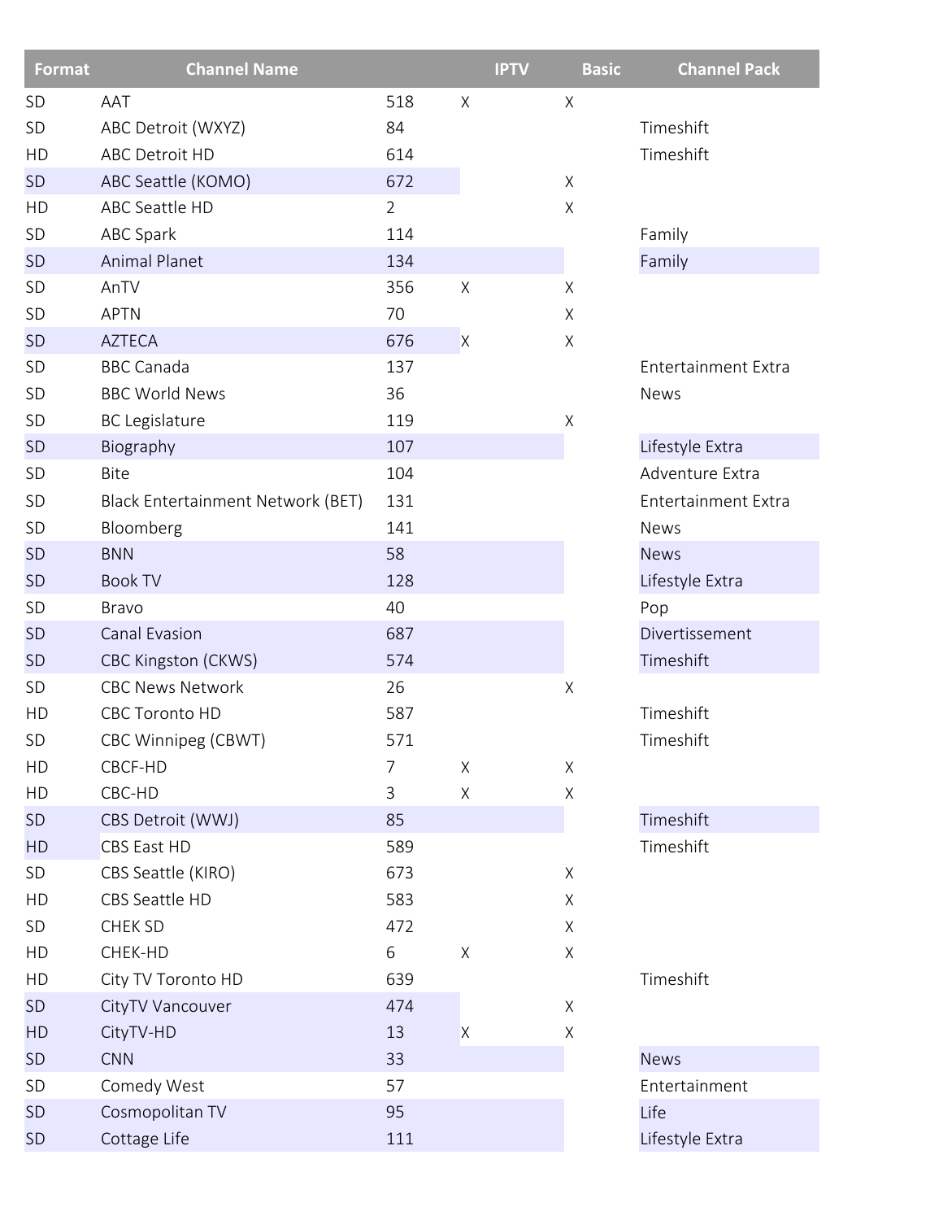| Format | Channel Name | | IPTV | Basic | Channel Pack |
|---|---|---|---|---|---|
| SD | AAT | 518 | X | X | |
| SD | ABC Detroit (WXYZ) | 84 | | | Timeshift |
| HD | ABC Detroit HD | 614 | | | Timeshift |
| SD | ABC Seattle (KOMO) | 672 | | X | |
| HD | ABC Seattle HD | 2 | | X | |
| SD | ABC Spark | 114 | | | Family |
| SD | Animal Planet | 134 | | | Family |
| SD | AnTV | 356 | X | X | |
| SD | APTN | 70 | | X | |
| SD | AZTECA | 676 | X | X | |
| SD | BBC Canada | 137 | | | Entertainment Extra |
| SD | BBC World News | 36 | | | News |
| SD | BC Legislature | 119 | | X | |
| SD | Biography | 107 | | | Lifestyle Extra |
| SD | Bite | 104 | | | Adventure Extra |
| SD | Black Entertainment Network (BET) | 131 | | | Entertainment Extra |
| SD | Bloomberg | 141 | | | News |
| SD | BNN | 58 | | | News |
| SD | Book TV | 128 | | | Lifestyle Extra |
| SD | Bravo | 40 | | | Pop |
| SD | Canal Evasion | 687 | | | Divertissement |
| SD | CBC Kingston (CKWS) | 574 | | | Timeshift |
| SD | CBC News Network | 26 | | X | |
| HD | CBC Toronto HD | 587 | | | Timeshift |
| SD | CBC Winnipeg (CBWT) | 571 | | | Timeshift |
| HD | CBCF-HD | 7 | X | X | |
| HD | CBC-HD | 3 | X | X | |
| SD | CBS Detroit (WWJ) | 85 | | | Timeshift |
| HD | CBS East HD | 589 | | | Timeshift |
| SD | CBS Seattle (KIRO) | 673 | | X | |
| HD | CBS Seattle HD | 583 | | X | |
| SD | CHEK SD | 472 | | X | |
| HD | CHEK-HD | 6 | X | X | |
| HD | City TV Toronto HD | 639 | | | Timeshift |
| SD | CityTV Vancouver | 474 | | X | |
| HD | CityTV-HD | 13 | X | X | |
| SD | CNN | 33 | | | News |
| SD | Comedy West | 57 | | | Entertainment |
| SD | Cosmopolitan TV | 95 | | | Life |
| SD | Cottage Life | 111 | | | Lifestyle Extra |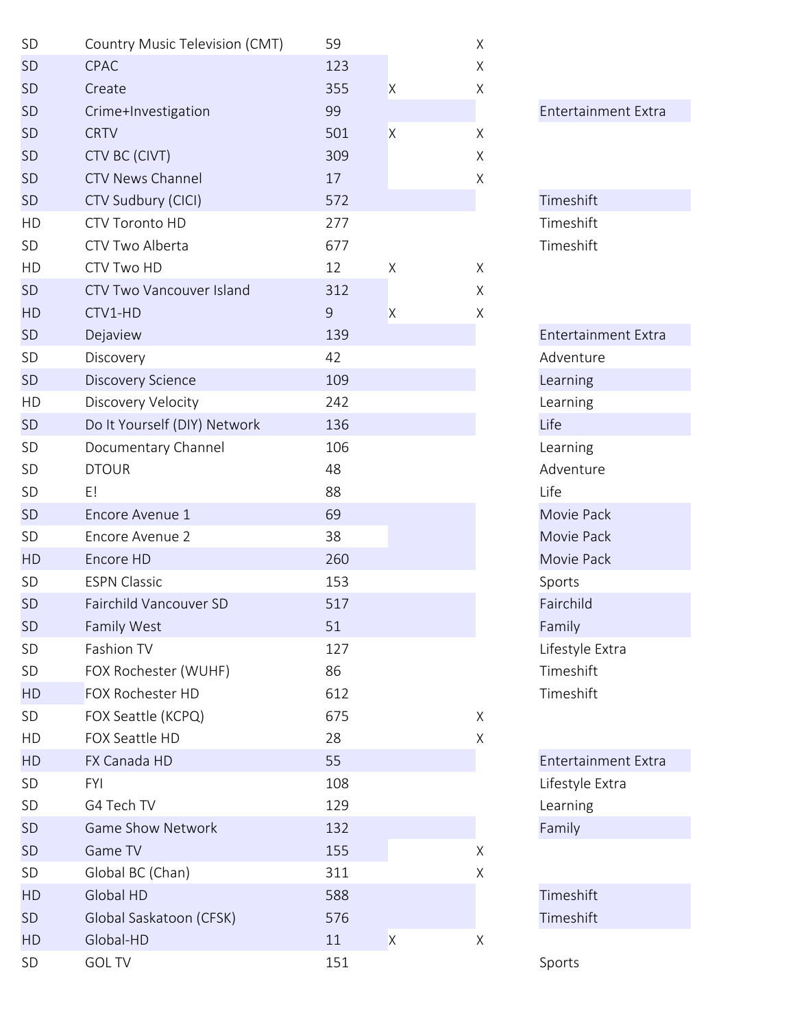| | | | | | |
|---|---|---|---|---|---|
| SD | Country Music Television (CMT) | 59 | | X | |
| SD | CPAC | 123 | | X | |
| SD | Create | 355 | X | X | |
| SD | Crime+Investigation | 99 | | | Entertainment Extra |
| SD | CRTV | 501 | X | X | |
| SD | CTV BC (CIVT) | 309 | | X | |
| SD | CTV News Channel | 17 | | X | |
| SD | CTV Sudbury (CICI) | 572 | | | Timeshift |
| HD | CTV Toronto HD | 277 | | | Timeshift |
| SD | CTV Two Alberta | 677 | | | Timeshift |
| HD | CTV Two HD | 12 | X | X | |
| SD | CTV Two Vancouver Island | 312 | | X | |
| HD | CTV1-HD | 9 | X | X | |
| SD | Dejaview | 139 | | | Entertainment Extra |
| SD | Discovery | 42 | | | Adventure |
| SD | Discovery Science | 109 | | | Learning |
| HD | Discovery Velocity | 242 | | | Learning |
| SD | Do It Yourself (DIY) Network | 136 | | | Life |
| SD | Documentary Channel | 106 | | | Learning |
| SD | DTOUR | 48 | | | Adventure |
| SD | E! | 88 | | | Life |
| SD | Encore Avenue 1 | 69 | | | Movie Pack |
| SD | Encore Avenue 2 | 38 | | | Movie Pack |
| HD | Encore HD | 260 | | | Movie Pack |
| SD | ESPN Classic | 153 | | | Sports |
| SD | Fairchild Vancouver SD | 517 | | | Fairchild |
| SD | Family West | 51 | | | Family |
| SD | Fashion TV | 127 | | | Lifestyle Extra |
| SD | FOX Rochester (WUHF) | 86 | | | Timeshift |
| HD | FOX Rochester HD | 612 | | | Timeshift |
| SD | FOX Seattle (KCPQ) | 675 | | X | |
| HD | FOX Seattle HD | 28 | | X | |
| HD | FX Canada HD | 55 | | | Entertainment Extra |
| SD | FYI | 108 | | | Lifestyle Extra |
| SD | G4 Tech TV | 129 | | | Learning |
| SD | Game Show Network | 132 | | | Family |
| SD | Game TV | 155 | | X | |
| SD | Global BC (Chan) | 311 | | X | |
| HD | Global HD | 588 | | | Timeshift |
| SD | Global Saskatoon (CFSK) | 576 | | | Timeshift |
| HD | Global-HD | 11 | X | X | |
| SD | GOL TV | 151 | | | Sports |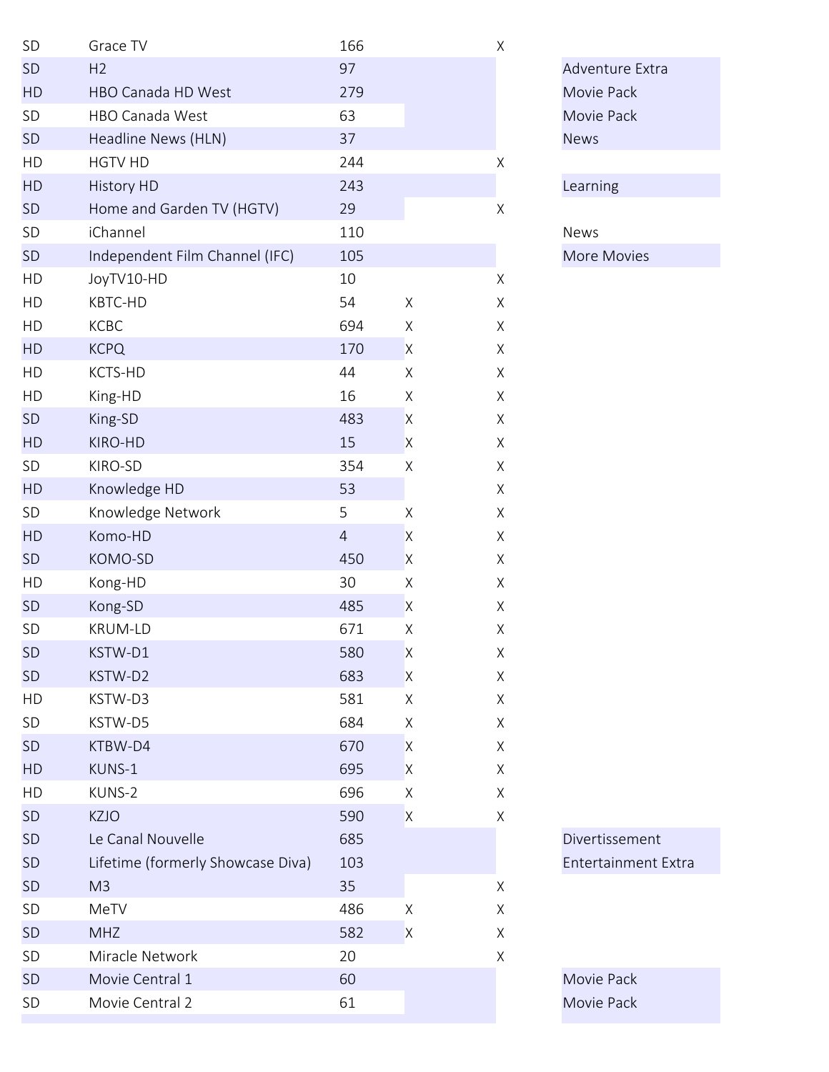| | | | | | |
|---|---|---|---|---|---|
| SD | Grace TV | 166 | | X | |
| SD | H2 | 97 | | | Adventure Extra |
| HD | HBO Canada HD West | 279 | | | Movie Pack |
| SD | HBO Canada West | 63 | | | Movie Pack |
| SD | Headline News (HLN) | 37 | | | News |
| HD | HGTV HD | 244 | | X | |
| HD | History HD | 243 | | | Learning |
| SD | Home and Garden TV (HGTV) | 29 | | X | |
| SD | iChannel | 110 | | | News |
| SD | Independent Film Channel (IFC) | 105 | | | More Movies |
| HD | JoyTV10-HD | 10 | | X | |
| HD | KBTC-HD | 54 | X | X | |
| HD | KCBC | 694 | X | X | |
| HD | KCPQ | 170 | X | X | |
| HD | KCTS-HD | 44 | X | X | |
| HD | King-HD | 16 | X | X | |
| SD | King-SD | 483 | X | X | |
| HD | KIRO-HD | 15 | X | X | |
| SD | KIRO-SD | 354 | X | X | |
| HD | Knowledge HD | 53 | | X | |
| SD | Knowledge Network | 5 | X | X | |
| HD | Komo-HD | 4 | X | X | |
| SD | KOMO-SD | 450 | X | X | |
| HD | Kong-HD | 30 | X | X | |
| SD | Kong-SD | 485 | X | X | |
| SD | KRUM-LD | 671 | X | X | |
| SD | KSTW-D1 | 580 | X | X | |
| SD | KSTW-D2 | 683 | X | X | |
| HD | KSTW-D3 | 581 | X | X | |
| SD | KSTW-D5 | 684 | X | X | |
| SD | KTBW-D4 | 670 | X | X | |
| HD | KUNS-1 | 695 | X | X | |
| HD | KUNS-2 | 696 | X | X | |
| SD | KZJO | 590 | X | X | |
| SD | Le Canal Nouvelle | 685 | | | Divertissement |
| SD | Lifetime (formerly Showcase Diva) | 103 | | | Entertainment Extra |
| SD | M3 | 35 | | X | |
| SD | MeTV | 486 | X | X | |
| SD | MHZ | 582 | X | X | |
| SD | Miracle Network | 20 | | X | |
| SD | Movie Central 1 | 60 | | | Movie Pack |
| SD | Movie Central 2 | 61 | | | Movie Pack |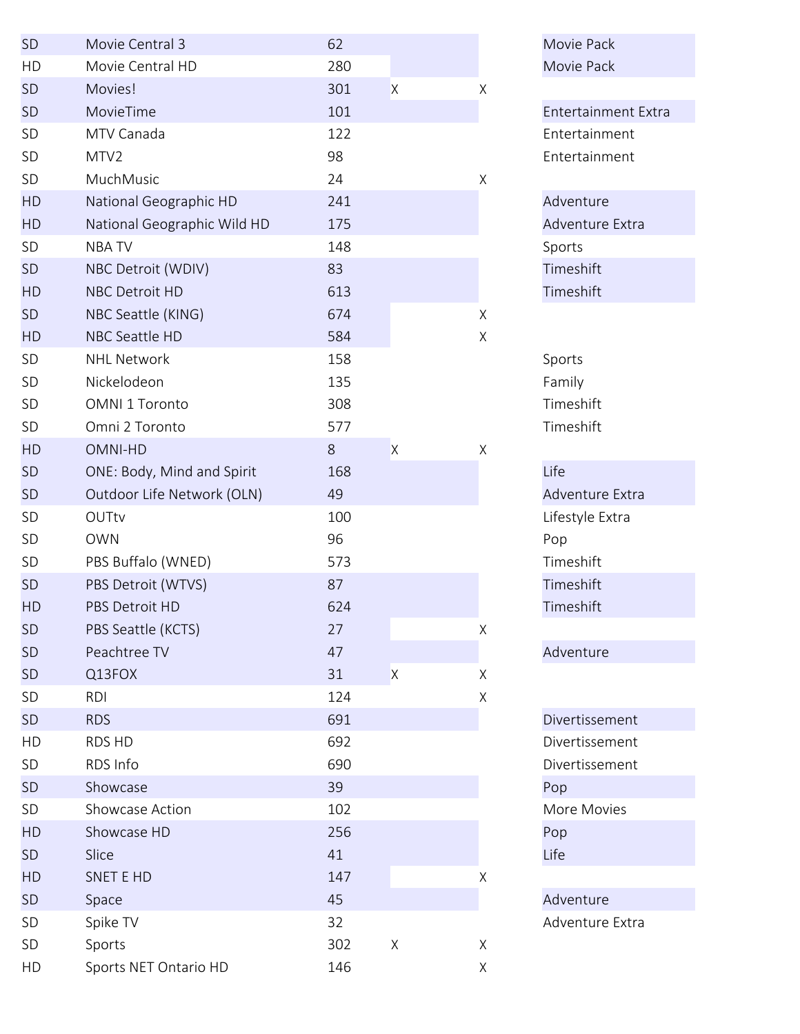| | | | | | |
|---|---|---|---|---|---|
| SD | Movie Central 3 | 62 | | | Movie Pack |
| HD | Movie Central HD | 280 | | | Movie Pack |
| SD | Movies! | 301 | X | X | |
| SD | MovieTime | 101 | | | Entertainment Extra |
| SD | MTV Canada | 122 | | | Entertainment |
| SD | MTV2 | 98 | | | Entertainment |
| SD | MuchMusic | 24 | | X | |
| HD | National Geographic HD | 241 | | | Adventure |
| HD | National Geographic Wild HD | 175 | | | Adventure Extra |
| SD | NBA TV | 148 | | | Sports |
| SD | NBC Detroit (WDIV) | 83 | | | Timeshift |
| HD | NBC Detroit HD | 613 | | | Timeshift |
| SD | NBC Seattle (KING) | 674 | | X | |
| HD | NBC Seattle HD | 584 | | X | |
| SD | NHL Network | 158 | | | Sports |
| SD | Nickelodeon | 135 | | | Family |
| SD | OMNI 1 Toronto | 308 | | | Timeshift |
| SD | Omni 2 Toronto | 577 | | | Timeshift |
| HD | OMNI-HD | 8 | X | X | |
| SD | ONE: Body, Mind and Spirit | 168 | | | Life |
| SD | Outdoor Life Network (OLN) | 49 | | | Adventure Extra |
| SD | OUTtv | 100 | | | Lifestyle Extra |
| SD | OWN | 96 | | | Pop |
| SD | PBS Buffalo (WNED) | 573 | | | Timeshift |
| SD | PBS Detroit (WTVS) | 87 | | | Timeshift |
| HD | PBS Detroit HD | 624 | | | Timeshift |
| SD | PBS Seattle (KCTS) | 27 | | X | |
| SD | Peachtree TV | 47 | | | Adventure |
| SD | Q13FOX | 31 | X | X | |
| SD | RDI | 124 | | X | |
| SD | RDS | 691 | | | Divertissement |
| HD | RDS HD | 692 | | | Divertissement |
| SD | RDS Info | 690 | | | Divertissement |
| SD | Showcase | 39 | | | Pop |
| SD | Showcase Action | 102 | | | More Movies |
| HD | Showcase HD | 256 | | | Pop |
| SD | Slice | 41 | | | Life |
| HD | SNET E HD | 147 | | X | |
| SD | Space | 45 | | | Adventure |
| SD | Spike TV | 32 | | | Adventure Extra |
| SD | Sports | 302 | X | X | |
| HD | Sports NET Ontario HD | 146 | | X | |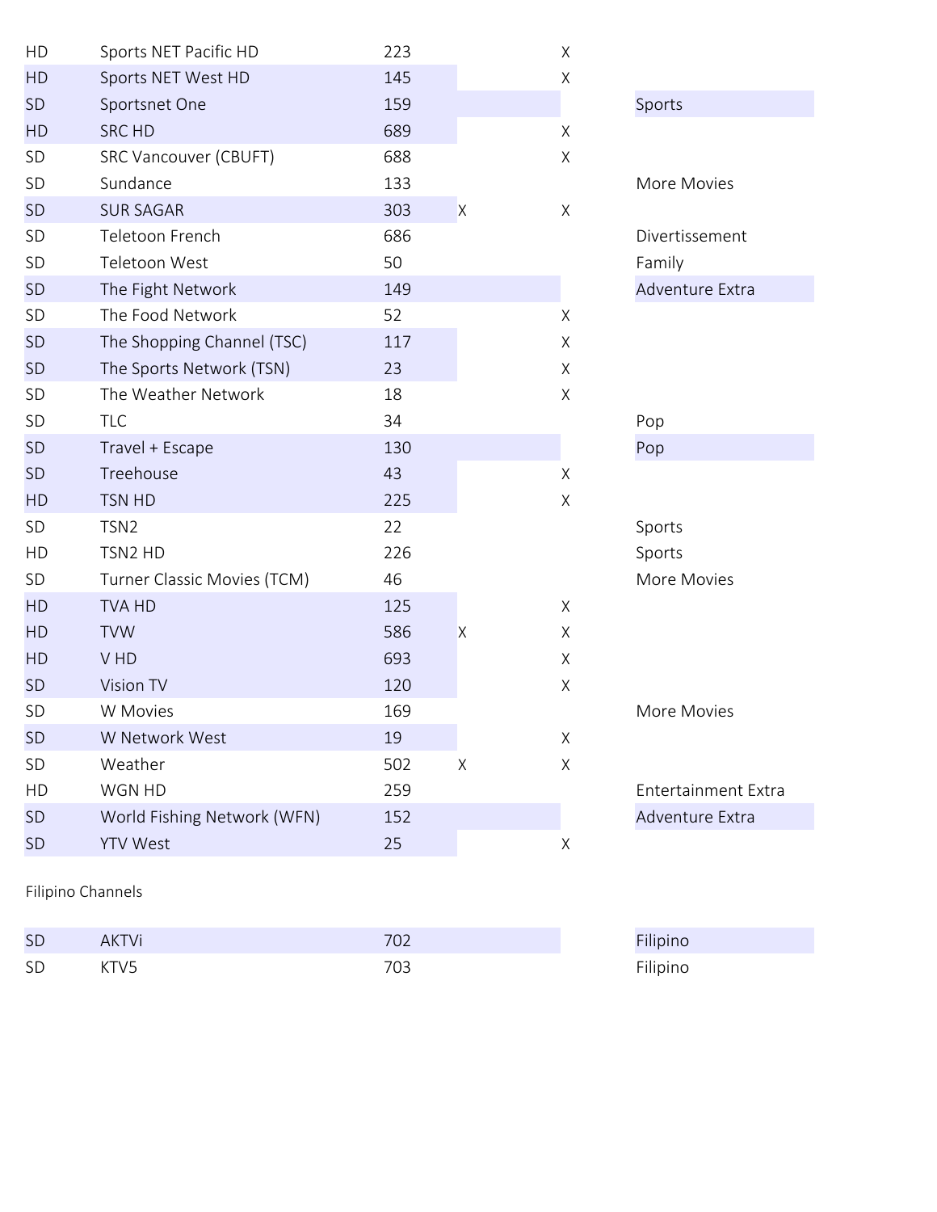| | | | | | |
|---|---|---|---|---|---|
| HD | Sports NET Pacific HD | 223 | | X | |
| HD | Sports NET West HD | 145 | | X | |
| SD | Sportsnet One | 159 | | | Sports |
| HD | SRC HD | 689 | | X | |
| SD | SRC Vancouver (CBUFT) | 688 | | X | |
| SD | Sundance | 133 | | | More Movies |
| SD | SUR SAGAR | 303 | X | X | |
| SD | Teletoon French | 686 | | | Divertissement |
| SD | Teletoon West | 50 | | | Family |
| SD | The Fight Network | 149 | | | Adventure Extra |
| SD | The Food Network | 52 | | X | |
| SD | The Shopping Channel (TSC) | 117 | | X | |
| SD | The Sports Network (TSN) | 23 | | X | |
| SD | The Weather Network | 18 | | X | |
| SD | TLC | 34 | | | Pop |
| SD | Travel + Escape | 130 | | | Pop |
| SD | Treehouse | 43 | | X | |
| HD | TSN HD | 225 | | X | |
| SD | TSN2 | 22 | | | Sports |
| HD | TSN2 HD | 226 | | | Sports |
| SD | Turner Classic Movies (TCM) | 46 | | | More Movies |
| HD | TVA HD | 125 | | X | |
| HD | TVW | 586 | X | X | |
| HD | V HD | 693 | | X | |
| SD | Vision TV | 120 | | X | |
| SD | W Movies | 169 | | | More Movies |
| SD | W Network West | 19 | | X | |
| SD | Weather | 502 | X | X | |
| HD | WGN HD | 259 | | | Entertainment Extra |
| SD | World Fishing Network (WFN) | 152 | | | Adventure Extra |
| SD | YTV West | 25 | | X | |

Filipino Channels

| | | | | | |
|---|---|---|---|---|---|
| SD | AKTVi | 702 | | | Filipino |
| SD | KTV5 | 703 | | | Filipino |